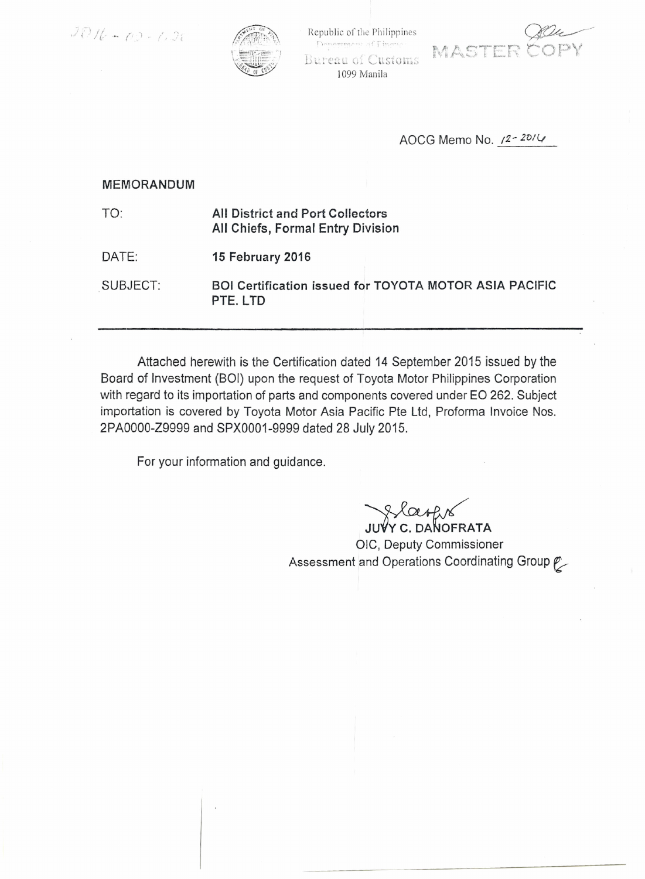2016-02-128

Republic of the Philippines
Department of Finance
Bureau of Customs
1099 Manila

MASTER COPY

AOCG Memo No. 12-2016

**MEMORANDUM**

TO: **All District and Port Collectors**
**All Chiefs, Formal Entry Division**

DATE: **15 February 2016**

SUBJECT: **BOI Certification issued for TOYOTA MOTOR ASIA PACIFIC PTE. LTD**

---

Attached herewith is the Certification dated 14 September 2015 issued by the Board of Investment (BOI) upon the request of Toyota Motor Philippines Corporation with regard to its importation of parts and components covered under EO 262. Subject importation is covered by Toyota Motor Asia Pacific Pte Ltd, Proforma Invoice Nos. 2PA0000-Z9999 and SPX0001-9999 dated 28 July 2015.

For your information and guidance.

**JUVY C. DANOFRATA**
OIC, Deputy Commissioner
Assessment and Operations Coordinating Group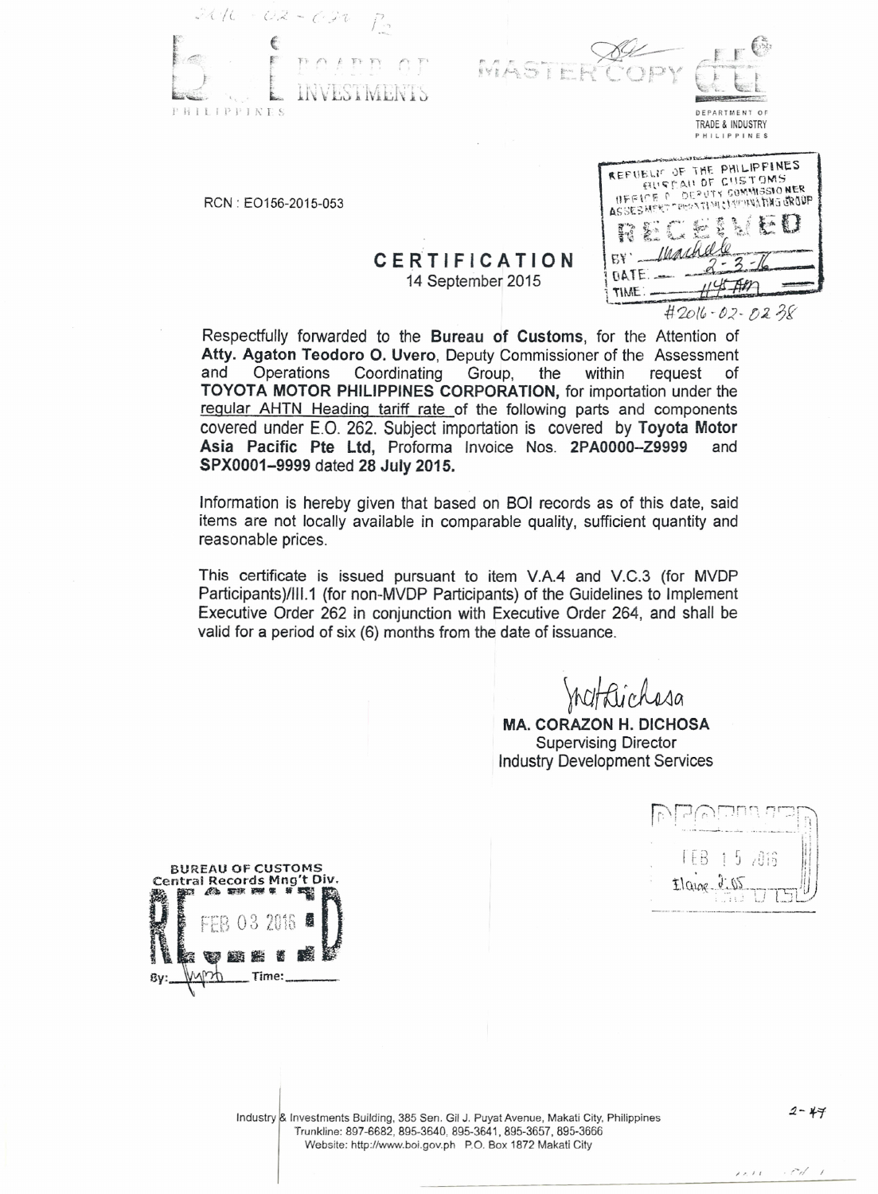BOARD OF INVESTMENTS
PHILIPPINES

MASTER COPY

DEPARTMENT OF TRADE & INDUSTRY
PHILIPPINES

REPUBLIC OF THE PHILIPPINES
BUREAU OF CUSTOMS
OFFICE OF DEPUTY COMMISSIONER
ASSESSMENT AND OPERATIONS COORDINATING GROUP
RECEIVED
BY: Machele
DATE: 2-3-16
TIME: 11:45 AM

#2016-02-0238

RCN : EO156-2015-053

# CERTIFICATION

14 September 2015

Respectfully forwarded to the **Bureau of Customs**, for the Attention of **Atty. Agaton Teodoro O. Uvero**, Deputy Commissioner of the Assessment and Operations Coordinating Group, the within request of **TOYOTA MOTOR PHILIPPINES CORPORATION,** for importation under the regular AHTN Heading tariff rate of the following parts and components covered under E.O. 262. Subject importation is covered by **Toyota Motor Asia Pacific Pte Ltd,** Proforma Invoice Nos. **2PA0000–Z9999** and **SPX0001–9999** dated **28 July 2015.**

Information is hereby given that based on BOI records as of this date, said items are not locally available in comparable quality, sufficient quantity and reasonable prices.

This certificate is issued pursuant to item V.A.4 and V.C.3 (for MVDP Participants)/III.1 (for non-MVDP Participants) of the Guidelines to Implement Executive Order 262 in conjunction with Executive Order 264, and shall be valid for a period of six (6) months from the date of issuance.

**MA. CORAZON H. DICHOSA**
Supervising Director
Industry Development Services

BUREAU OF CUSTOMS
Central Records Mng't Div.
RECEIVED
FEB 03 2016
By: \_\_\_\_ Time: \_\_\_\_

RECEIVED
FEB 15 2016
Elaine 2:05

Industry & Investments Building, 385 Sen. Gil J. Puyat Avenue, Makati City, Philippines
Trunkline: 897-6682, 895-3640, 895-3641, 895-3657, 895-3666
Website: http://www.boi.gov.ph P.O. Box 1872 Makati City